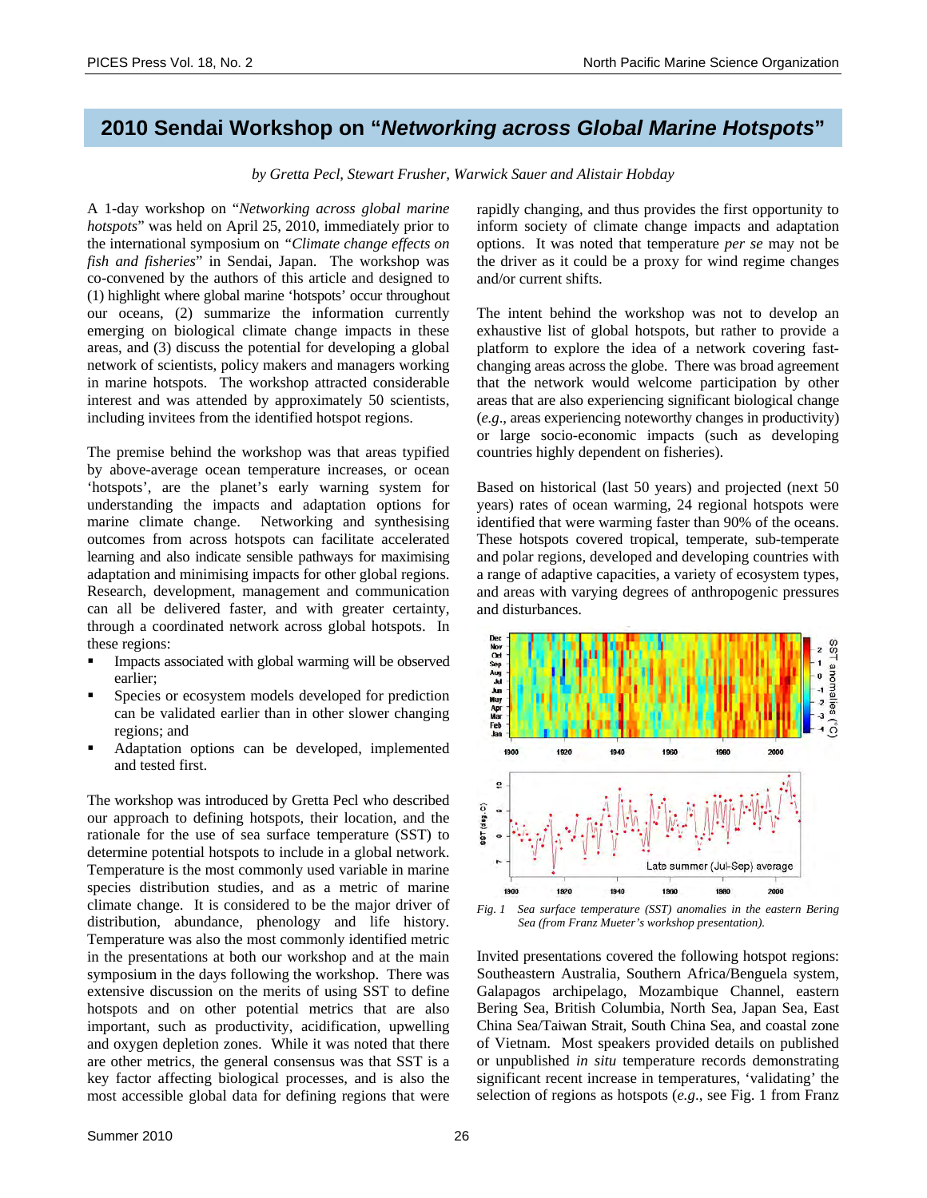# 2010 Sendai Workshop on "*Networking across Global Marine Hotspots*"

*by Gretta Pecl, Stewart Frusher, Warwick Sauer and Alistair Hobday*

A 1-day workshop on "*Networking across global marine hotspots*" was held on April 25, 2010, immediately prior to the international symposium on "*Climate change effects on fish and fisheries*" in Sendai, Japan. The workshop was co-convened by the authors of this article and designed to (1) highlight where global marine 'hotspots' occur throughout our oceans, (2) summarize the information currently emerging on biological climate change impacts in these areas, and (3) discuss the potential for developing a global network of scientists, policy makers and managers working in marine hotspots. The workshop attracted considerable interest and was attended by approximately 50 scientists, including invitees from the identified hotspot regions.

The premise behind the workshop was that areas typified by above-average ocean temperature increases, or ocean 'hotspots', are the planet's early warning system for understanding the impacts and adaptation options for marine climate change. Networking and synthesising outcomes from across hotspots can facilitate accelerated learning and also indicate sensible pathways for maximising adaptation and minimising impacts for other global regions. Research, development, management and communication can all be delivered faster, and with greater certainty, through a coordinated network across global hotspots. In these regions:

- Impacts associated with global warming will be observed earlier;
- Species or ecosystem models developed for prediction can be validated earlier than in other slower changing regions; and
- Adaptation options can be developed, implemented and tested first.

The workshop was introduced by Gretta Pecl who described our approach to defining hotspots, their location, and the rationale for the use of sea surface temperature (SST) to determine potential hotspots to include in a global network. Temperature is the most commonly used variable in marine species distribution studies, and as a metric of marine climate change. It is considered to be the major driver of distribution, abundance, phenology and life history. Temperature was also the most commonly identified metric in the presentations at both our workshop and at the main symposium in the days following the workshop. There was extensive discussion on the merits of using SST to define hotspots and on other potential metrics that are also important, such as productivity, acidification, upwelling and oxygen depletion zones. While it was noted that there are other metrics, the general consensus was that SST is a key factor affecting biological processes, and is also the most accessible global data for defining regions that were rapidly changing, and thus provides the first opportunity to inform society of climate change impacts and adaptation options. It was noted that temperature *per se* may not be the driver as it could be a proxy for wind regime changes and/or current shifts.

The intent behind the workshop was not to develop an exhaustive list of global hotspots, but rather to provide a platform to explore the idea of a network covering fast-changing areas across the globe. There was broad agreement that the network would welcome participation by other areas that are also experiencing significant biological change (*e.g.*, areas experiencing noteworthy changes in productivity) or large socio-economic impacts (such as developing countries highly dependent on fisheries).

Based on historical (last 50 years) and projected (next 50 years) rates of ocean warming, 24 regional hotspots were identified that were warming faster than 90% of the oceans. These hotspots covered tropical, temperate, sub-temperate and polar regions, developed and developing countries with a range of adaptive capacities, a variety of ecosystem types, and areas with varying degrees of anthropogenic pressures and disturbances.

*Fig. 1 Sea surface temperature (SST) anomalies in the eastern Bering Sea (from Franz Mueter's workshop presentation).*

Invited presentations covered the following hotspot regions: Southeastern Australia, Southern Africa/Benguela system, Galapagos archipelago, Mozambique Channel, eastern Bering Sea, British Columbia, North Sea, Japan Sea, East China Sea/Taiwan Strait, South China Sea, and coastal zone of Vietnam. Most speakers provided details on published or unpublished *in situ* temperature records demonstrating significant recent increase in temperatures, 'validating' the selection of regions as hotspots (*e.g.*, see Fig. 1 from Franz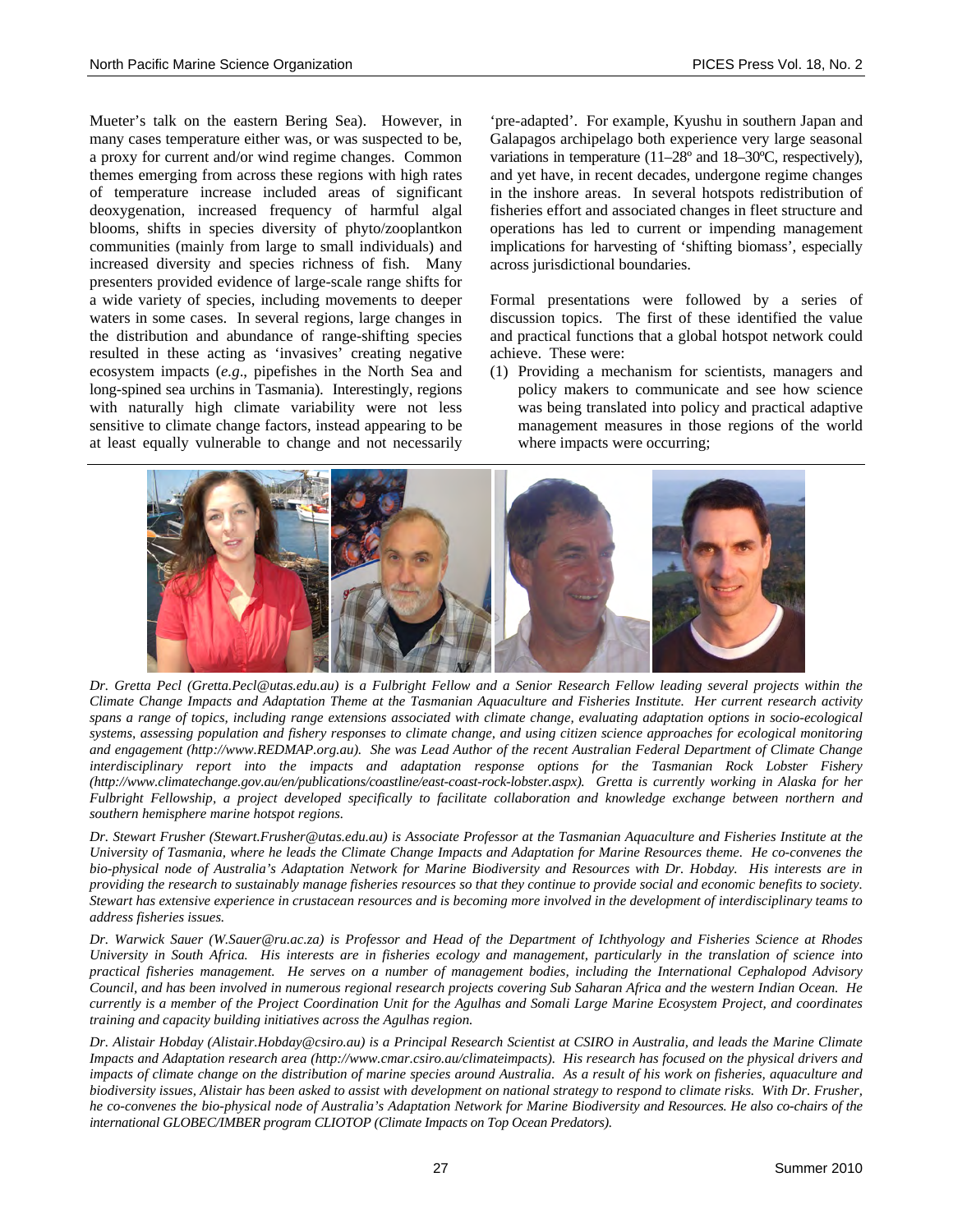Mueter's talk on the eastern Bering Sea). However, in many cases temperature either was, or was suspected to be, a proxy for current and/or wind regime changes. Common themes emerging from across these regions with high rates of temperature increase included areas of significant deoxygenation, increased frequency of harmful algal blooms, shifts in species diversity of phyto/zooplantkon communities (mainly from large to small individuals) and increased diversity and species richness of fish. Many presenters provided evidence of large-scale range shifts for a wide variety of species, including movements to deeper waters in some cases. In several regions, large changes in the distribution and abundance of range-shifting species resulted in these acting as 'invasives' creating negative ecosystem impacts (*e.g*., pipefishes in the North Sea and long-spined sea urchins in Tasmania). Interestingly, regions with naturally high climate variability were not less sensitive to climate change factors, instead appearing to be at least equally vulnerable to change and not necessarily 'pre-adapted'. For example, Kyushu in southern Japan and Galapagos archipelago both experience very large seasonal variations in temperature (11–28º and 18–30ºC, respectively), and yet have, in recent decades, undergone regime changes in the inshore areas. In several hotspots redistribution of fisheries effort and associated changes in fleet structure and operations has led to current or impending management implications for harvesting of 'shifting biomass', especially across jurisdictional boundaries.

Formal presentations were followed by a series of discussion topics. The first of these identified the value and practical functions that a global hotspot network could achieve. These were:

(1) Providing a mechanism for scientists, managers and policy makers to communicate and see how science was being translated into policy and practical adaptive management measures in those regions of the world where impacts were occurring;

*Dr. Gretta Pecl (Gretta.Pecl@utas.edu.au) is a Fulbright Fellow and a Senior Research Fellow leading several projects within the Climate Change Impacts and Adaptation Theme at the Tasmanian Aquaculture and Fisheries Institute. Her current research activity spans a range of topics, including range extensions associated with climate change, evaluating adaptation options in socio-ecological systems, assessing population and fishery responses to climate change, and using citizen science approaches for ecological monitoring and engagement (http://www.REDMAP.org.au). She was Lead Author of the recent Australian Federal Department of Climate Change interdisciplinary report into the impacts and adaptation response options for the Tasmanian Rock Lobster Fishery (http://www.climatechange.gov.au/en/publications/coastline/east-coast-rock-lobster.aspx). Gretta is currently working in Alaska for her Fulbright Fellowship, a project developed specifically to facilitate collaboration and knowledge exchange between northern and southern hemisphere marine hotspot regions.*

*Dr. Stewart Frusher (Stewart.Frusher@utas.edu.au) is Associate Professor at the Tasmanian Aquaculture and Fisheries Institute at the University of Tasmania, where he leads the Climate Change Impacts and Adaptation for Marine Resources theme. He co-convenes the bio-physical node of Australia's Adaptation Network for Marine Biodiversity and Resources with Dr. Hobday. His interests are in providing the research to sustainably manage fisheries resources so that they continue to provide social and economic benefits to society. Stewart has extensive experience in crustacean resources and is becoming more involved in the development of interdisciplinary teams to address fisheries issues.*

*Dr. Warwick Sauer (W.Sauer@ru.ac.za) is Professor and Head of the Department of Ichthyology and Fisheries Science at Rhodes University in South Africa. His interests are in fisheries ecology and management, particularly in the translation of science into practical fisheries management. He serves on a number of management bodies, including the International Cephalopod Advisory Council, and has been involved in numerous regional research projects covering Sub Saharan Africa and the western Indian Ocean. He currently is a member of the Project Coordination Unit for the Agulhas and Somali Large Marine Ecosystem Project, and coordinates training and capacity building initiatives across the Agulhas region.*

*Dr. Alistair Hobday (Alistair.Hobday@csiro.au) is a Principal Research Scientist at CSIRO in Australia, and leads the Marine Climate Impacts and Adaptation research area (http://www.cmar.csiro.au/climateimpacts). His research has focused on the physical drivers and impacts of climate change on the distribution of marine species around Australia. As a result of his work on fisheries, aquaculture and biodiversity issues, Alistair has been asked to assist with development on national strategy to respond to climate risks. With Dr. Frusher, he co-convenes the bio-physical node of Australia's Adaptation Network for Marine Biodiversity and Resources. He also co-chairs of the international GLOBEC/IMBER program CLIOTOP (Climate Impacts on Top Ocean Predators).*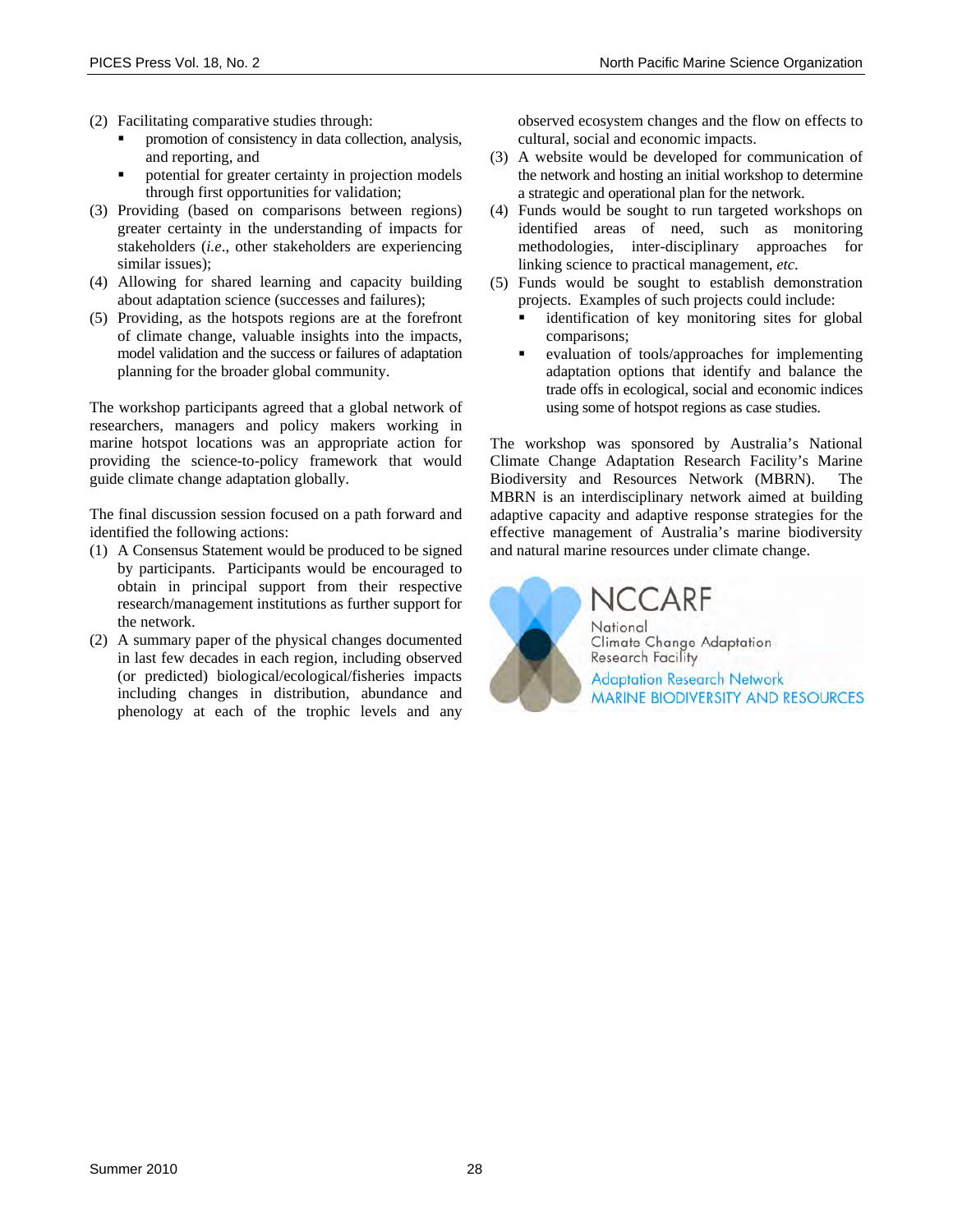(2) Facilitating comparative studies through:
   - promotion of consistency in data collection, analysis, and reporting, and
   - potential for greater certainty in projection models through first opportunities for validation;

(3) Providing (based on comparisons between regions) greater certainty in the understanding of impacts for stakeholders (*i.e.*, other stakeholders are experiencing similar issues);

(4) Allowing for shared learning and capacity building about adaptation science (successes and failures);

(5) Providing, as the hotspots regions are at the forefront of climate change, valuable insights into the impacts, model validation and the success or failures of adaptation planning for the broader global community.

The workshop participants agreed that a global network of researchers, managers and policy makers working in marine hotspot locations was an appropriate action for providing the science-to-policy framework that would guide climate change adaptation globally.

The final discussion session focused on a path forward and identified the following actions:

(1) A Consensus Statement would be produced to be signed by participants. Participants would be encouraged to obtain in principal support from their respective research/management institutions as further support for the network.

(2) A summary paper of the physical changes documented in last few decades in each region, including observed (or predicted) biological/ecological/fisheries impacts including changes in distribution, abundance and phenology at each of the trophic levels and any observed ecosystem changes and the flow on effects to cultural, social and economic impacts.

(3) A website would be developed for communication of the network and hosting an initial workshop to determine a strategic and operational plan for the network.

(4) Funds would be sought to run targeted workshops on identified areas of need, such as monitoring methodologies, inter-disciplinary approaches for linking science to practical management, *etc.*

(5) Funds would be sought to establish demonstration projects. Examples of such projects could include:
   - identification of key monitoring sites for global comparisons;
   - evaluation of tools/approaches for implementing adaptation options that identify and balance the trade offs in ecological, social and economic indices using some of hotspot regions as case studies.

The workshop was sponsored by Australia's National Climate Change Adaptation Research Facility's Marine Biodiversity and Resources Network (MBRN). The MBRN is an interdisciplinary network aimed at building adaptive capacity and adaptive response strategies for the effective management of Australia's marine biodiversity and natural marine resources under climate change.

NCCARF
National
Climate Change Adaptation
Research Facility
Adaptation Research Network
MARINE BIODIVERSITY AND RESOURCES